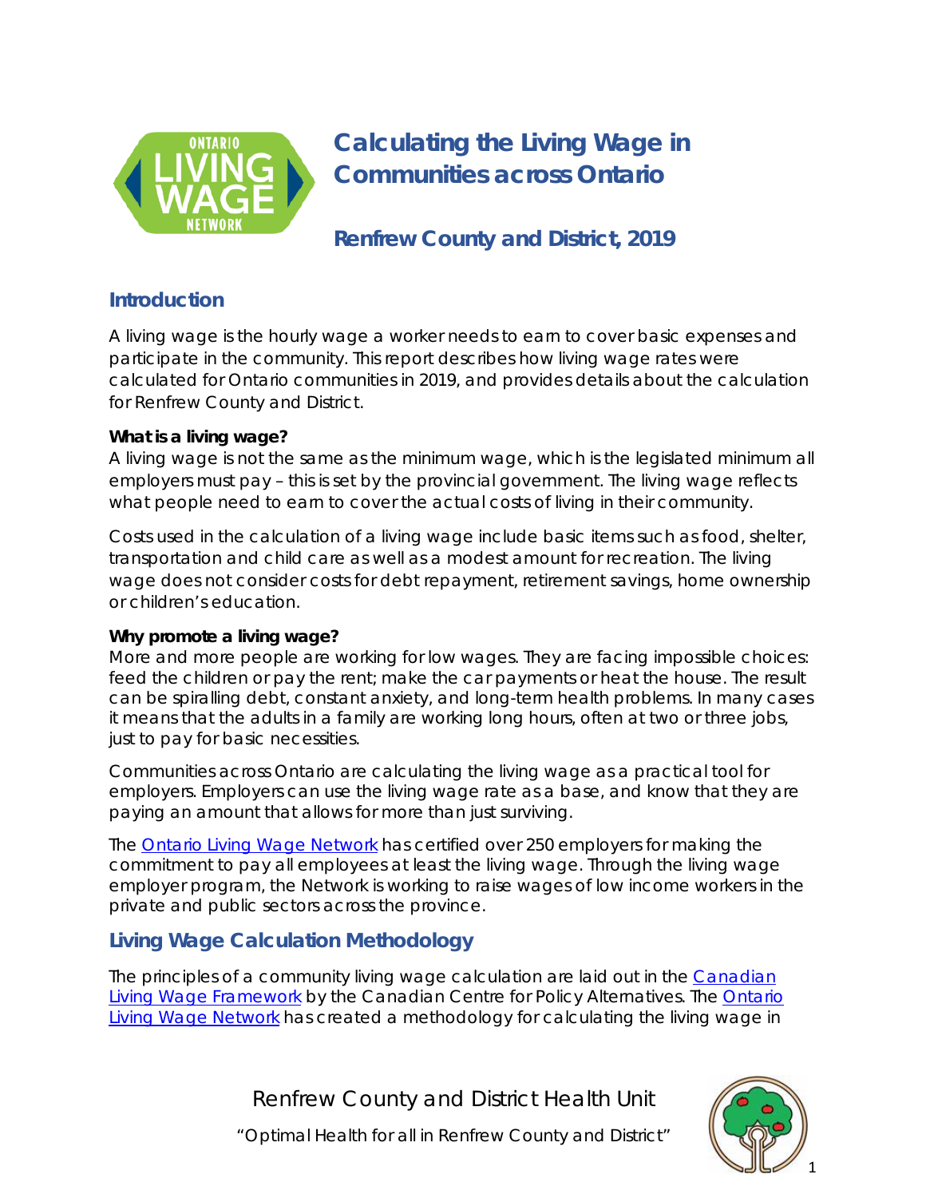# Calculating the Living Wage in Communities across Ontario

## Renfrew County and District, 2019

## Introduction

A living wage is the hourly wage a worker needs to earn to cover basic expenses and participate in the community. This report describes how living wage rates were calculated for Ontario communities in 2019, and provides details about the calculation for Renfrew County and District.

**What is a living wage?**

A living wage is not the same as the minimum wage, which is the legislated minimum all employers must pay – this is set by the provincial government. The living wage reflects what people need to earn to cover the actual costs of living in their community.

Costs used in the calculation of a living wage include basic items such as food, shelter, transportation and child care as well as a modest amount for recreation. The living wage does not consider costs for debt repayment, retirement savings, home ownership or children's education.

**Why promote a living wage?**

More and more people are working for low wages. They are facing impossible choices: feed the children or pay the rent; make the car payments or heat the house. The result can be spiralling debt, constant anxiety, and long-term health problems. In many cases it means that the adults in a family are working long hours, often at two or three jobs, just to pay for basic necessities.

Communities across Ontario are calculating the living wage as a practical tool for employers. Employers can use the living wage rate as a base, and know that they are paying an amount that allows for more than just surviving.

The [Ontario Living Wage Network] has certified over 250 employers for making the commitment to pay all employees at least the living wage. Through the living wage employer program, the Network is working to raise wages of low income workers in the private and public sectors across the province.

## Living Wage Calculation Methodology

The principles of a community living wage calculation are laid out in the [Canadian Living Wage Framework] by the Canadian Centre for Policy Alternatives. The [Ontario Living Wage Network] has created a methodology for calculating the living wage in

Renfrew County and District Health Unit

"Optimal Health for all in Renfrew County and District"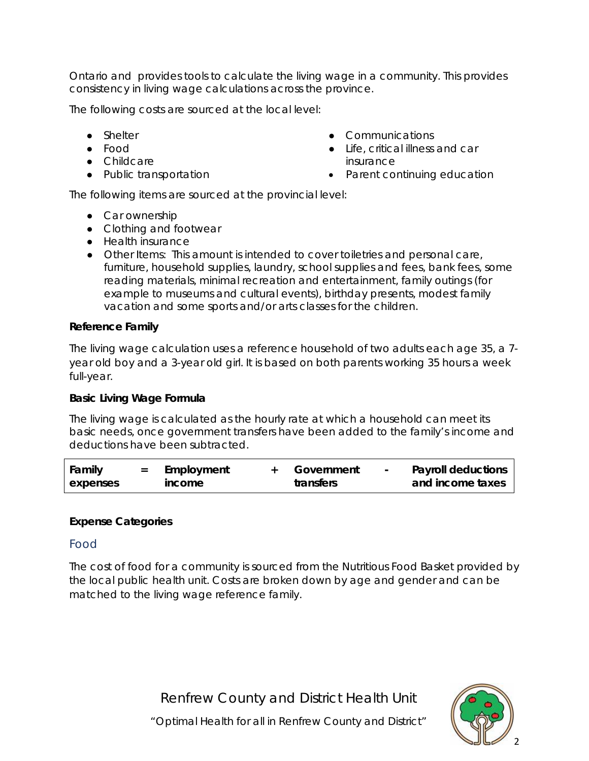Ontario and provides tools to calculate the living wage in a community. This provides consistency in living wage calculations across the province.

The following costs are sourced at the local level:

- Shelter
- Food
- Childcare
- Public transportation
- Communications
- Life, critical illness and car insurance
- Parent continuing education

The following items are sourced at the provincial level:

- Car ownership
- Clothing and footwear
- Health insurance
- Other Items: This amount is intended to cover toiletries and personal care, furniture, household supplies, laundry, school supplies and fees, bank fees, some reading materials, minimal recreation and entertainment, family outings (for example to museums and cultural events), birthday presents, modest family vacation and some sports and/or arts classes for the children.

**Reference Family**

The living wage calculation uses a reference household of two adults each age 35, a 7-year old boy and a 3-year old girl. It is based on both parents working 35 hours a week full-year.

**Basic Living Wage Formula**

The living wage is calculated as the hourly rate at which a household can meet its basic needs, once government transfers have been added to the family's income and deductions have been subtracted.

| Family expenses | = | Employment income | + | Government transfers | - | Payroll deductions and income taxes |
|---|---|---|---|---|---|---|

**Expense Categories**

## Food

The cost of food for a community is sourced from the Nutritious Food Basket provided by the local public health unit. Costs are broken down by age and gender and can be matched to the living wage reference family.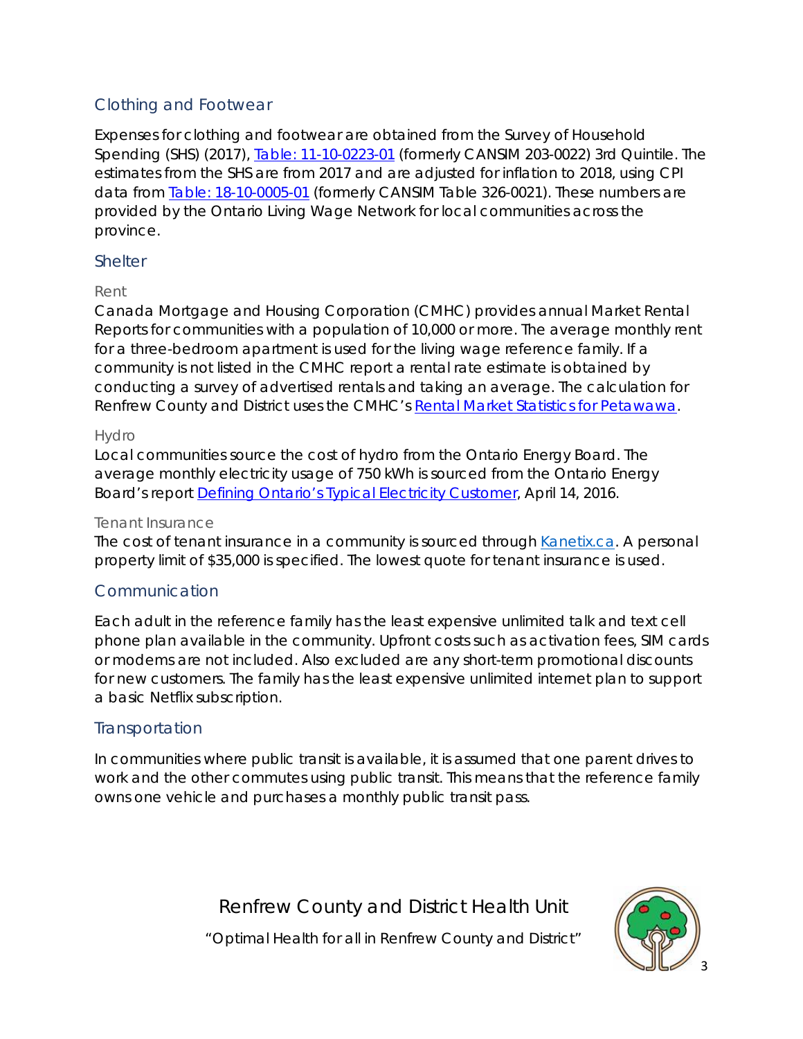## Clothing and Footwear

Expenses for clothing and footwear are obtained from the Survey of Household Spending (SHS) (2017), [Table: 11-10-0223-01](#) (formerly CANSIM 203-0022) 3rd Quintile. The estimates from the SHS are from 2017 and are adjusted for inflation to 2018, using CPI data from [Table: 18-10-0005-01](#) (formerly CANSIM Table 326-0021). These numbers are provided by the Ontario Living Wage Network for local communities across the province.

## Shelter

### Rent

Canada Mortgage and Housing Corporation (CMHC) provides annual Market Rental Reports for communities with a population of 10,000 or more. The average monthly rent for a three-bedroom apartment is used for the living wage reference family. If a community is not listed in the CMHC report a rental rate estimate is obtained by conducting a survey of advertised rentals and taking an average. The calculation for Renfrew County and District uses the CMHC's [Rental Market Statistics for Petawawa](#).

### Hydro

Local communities source the cost of hydro from the Ontario Energy Board. The average monthly electricity usage of 750 kWh is sourced from the Ontario Energy Board's report [Defining Ontario's Typical Electricity Customer](#), April 14, 2016.

### Tenant Insurance

The cost of tenant insurance in a community is sourced through [Kanetix.ca](#). A personal property limit of $35,000 is specified. The lowest quote for tenant insurance is used.

## Communication

Each adult in the reference family has the least expensive unlimited talk and text cell phone plan available in the community. Upfront costs such as activation fees, SIM cards or modems are not included. Also excluded are any short-term promotional discounts for new customers. The family has the least expensive unlimited internet plan to support a basic Netflix subscription.

## Transportation

In communities where public transit is available, it is assumed that one parent drives to work and the other commutes using public transit. This means that the reference family owns one vehicle and purchases a monthly public transit pass.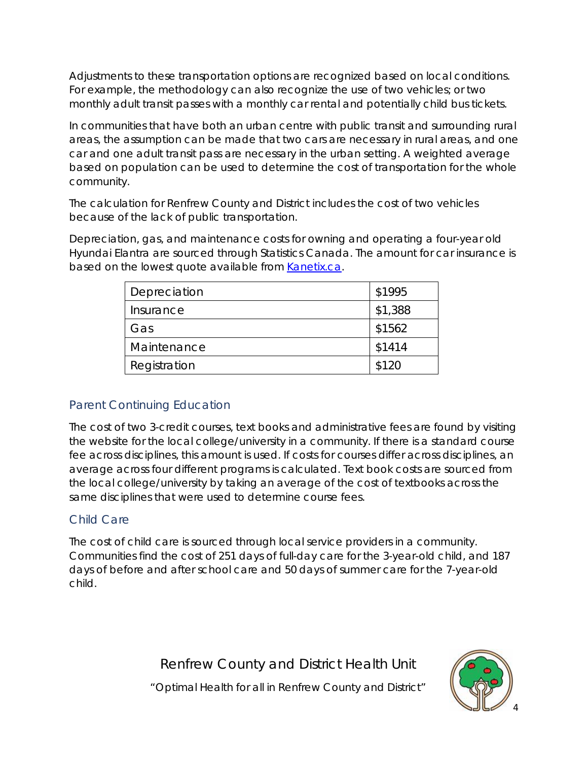Adjustments to these transportation options are recognized based on local conditions. For example, the methodology can also recognize the use of two vehicles; or two monthly adult transit passes with a monthly car rental and potentially child bus tickets.

In communities that have both an urban centre with public transit and surrounding rural areas, the assumption can be made that two cars are necessary in rural areas, and one car and one adult transit pass are necessary in the urban setting. A weighted average based on population can be used to determine the cost of transportation for the whole community.

The calculation for Renfrew County and District includes the cost of two vehicles because of the lack of public transportation.

Depreciation, gas, and maintenance costs for owning and operating a four-year old Hyundai Elantra are sourced through Statistics Canada. The amount for car insurance is based on the lowest quote available from [Kanetix.ca](Kanetix.ca).

| Depreciation | $1995 |
|---|---|
| Insurance | $1,388 |
| Gas | $1562 |
| Maintenance | $1414 |
| Registration | $120 |

## Parent Continuing Education

The cost of two 3-credit courses, text books and administrative fees are found by visiting the website for the local college/university in a community. If there is a standard course fee across disciplines, this amount is used. If costs for courses differ across disciplines, an average across four different programs is calculated. Text book costs are sourced from the local college/university by taking an average of the cost of textbooks across the same disciplines that were used to determine course fees.

## Child Care

The cost of child care is sourced through local service providers in a community. Communities find the cost of 251 days of full-day care for the 3-year-old child, and 187 days of before and after school care and 50 days of summer care for the 7-year-old child.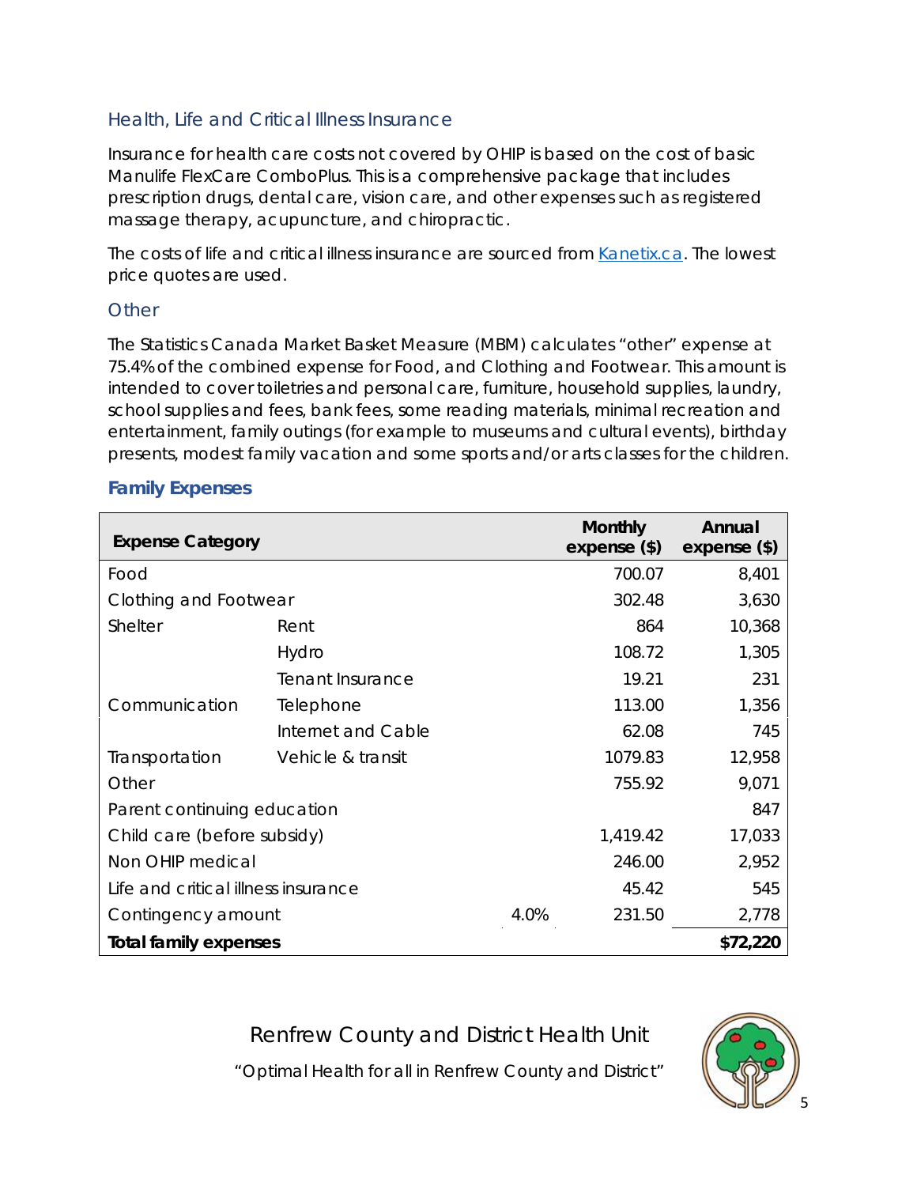### Health, Life and Critical Illness Insurance

Insurance for health care costs not covered by OHIP is based on the cost of basic Manulife FlexCare ComboPlus. This is a comprehensive package that includes prescription drugs, dental care, vision care, and other expenses such as registered massage therapy, acupuncture, and chiropractic.

The costs of life and critical illness insurance are sourced from [Kanetix.ca](Kanetix.ca). The lowest price quotes are used.

### Other

The Statistics Canada Market Basket Measure (MBM) calculates "other" expense at 75.4% of the combined expense for Food, and Clothing and Footwear. This amount is intended to cover toiletries and personal care, furniture, household supplies, laundry, school supplies and fees, bank fees, some reading materials, minimal recreation and entertainment, family outings (for example to museums and cultural events), birthday presents, modest family vacation and some sports and/or arts classes for the children.

## Family Expenses

| Expense Category | | | Monthly expense ($) | Annual expense ($) |
|---|---|---|---|---|
| Food | | | 700.07 | 8,401 |
| Clothing and Footwear | | | 302.48 | 3,630 |
| Shelter | Rent | | 864 | 10,368 |
| | Hydro | | 108.72 | 1,305 |
| | Tenant Insurance | | 19.21 | 231 |
| Communication | Telephone | | 113.00 | 1,356 |
| | Internet and Cable | | 62.08 | 745 |
| Transportation | Vehicle & transit | | 1079.83 | 12,958 |
| Other | | | 755.92 | 9,071 |
| Parent continuing education | | | | 847 |
| Child care (before subsidy) | | | 1,419.42 | 17,033 |
| Non OHIP medical | | | 246.00 | 2,952 |
| Life and critical illness insurance | | | 45.42 | 545 |
| Contingency amount | | 4.0% | 231.50 | 2,778 |
| **Total family expenses** | | | | **$72,220** |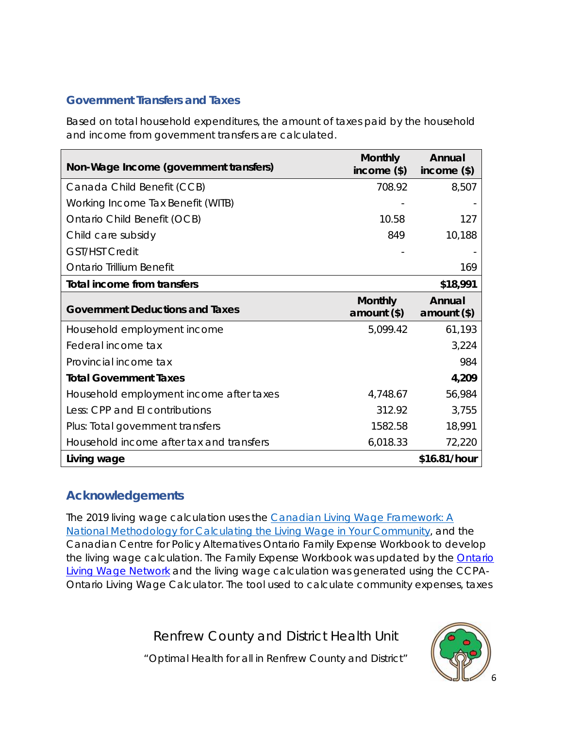### Government Transfers and Taxes

Based on total household expenditures, the amount of taxes paid by the household and income from government transfers are calculated.

| Non-Wage Income (government transfers) | Monthly income ($) | Annual income ($) |
|---|---|---|
| Canada Child Benefit (CCB) | 708.92 | 8,507 |
| Working Income Tax Benefit (WITB) | - | - |
| Ontario Child Benefit (OCB) | 10.58 | 127 |
| Child care subsidy | 849 | 10,188 |
| GST/HST Credit | - | - |
| Ontario Trillium Benefit | | 169 |
| **Total income from transfers** | | **$18,991** |
| **Government Deductions and Taxes** | **Monthly amount ($)** | **Annual amount ($)** |
| Household employment income | 5,099.42 | 61,193 |
| Federal income tax | | 3,224 |
| Provincial income tax | | 984 |
| **Total Government Taxes** | | **4,209** |
| Household employment income after taxes | 4,748.67 | 56,984 |
| Less: CPP and EI contributions | 312.92 | 3,755 |
| Plus: Total government transfers | 1582.58 | 18,991 |
| Household income after tax and transfers | 6,018.33 | 72,220 |
| **Living wage** | | **$16.81/hour** |

## Acknowledgements

The 2019 living wage calculation uses the Canadian Living Wage Framework: A National Methodology for Calculating the Living Wage in Your Community, and the Canadian Centre for Policy Alternatives Ontario Family Expense Workbook to develop the living wage calculation. The Family Expense Workbook was updated by the Ontario Living Wage Network and the living wage calculation was generated using the CCPA-Ontario Living Wage Calculator. The tool used to calculate community expenses, taxes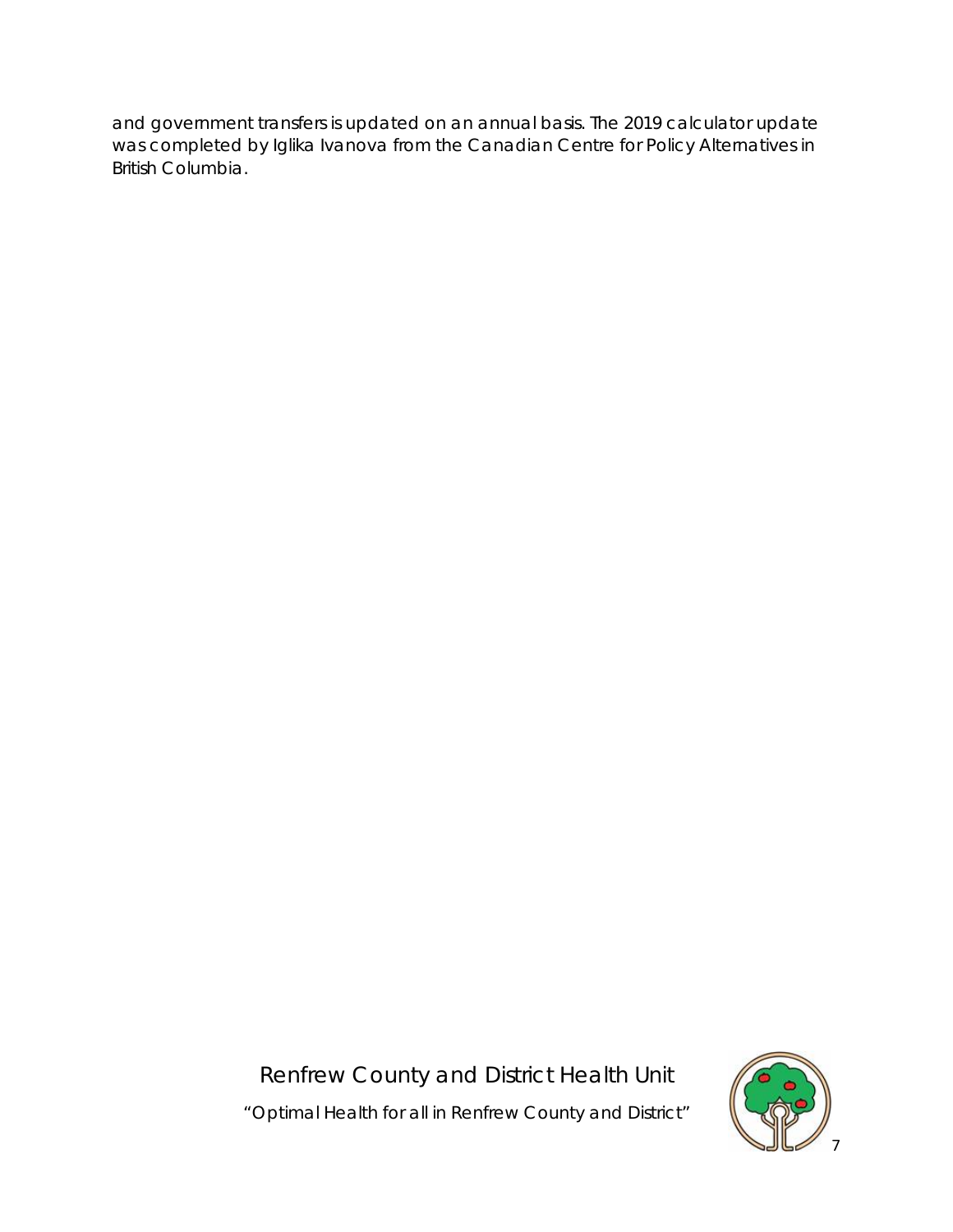and government transfers is updated on an annual basis. The 2019 calculator update was completed by Iglika Ivanova from the Canadian Centre for Policy Alternatives in British Columbia.